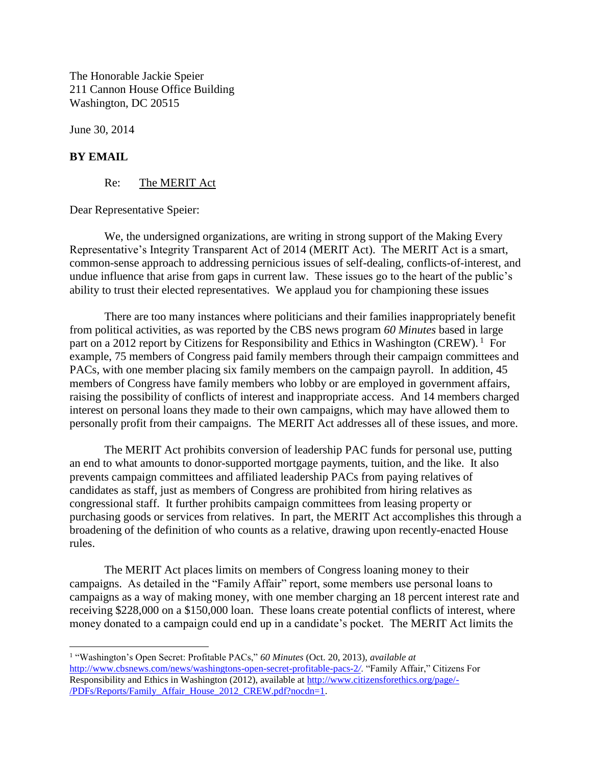The Honorable Jackie Speier
211 Cannon House Office Building
Washington, DC 20515

June 30, 2014

**BY EMAIL**

Re: The MERIT Act

Dear Representative Speier:

We, the undersigned organizations, are writing in strong support of the Making Every Representative's Integrity Transparent Act of 2014 (MERIT Act). The MERIT Act is a smart, common-sense approach to addressing pernicious issues of self-dealing, conflicts-of-interest, and undue influence that arise from gaps in current law. These issues go to the heart of the public's ability to trust their elected representatives. We applaud you for championing these issues

There are too many instances where politicians and their families inappropriately benefit from political activities, as was reported by the CBS news program *60 Minutes* based in large part on a 2012 report by Citizens for Responsibility and Ethics in Washington (CREW).[1] For example, 75 members of Congress paid family members through their campaign committees and PACs, with one member placing six family members on the campaign payroll. In addition, 45 members of Congress have family members who lobby or are employed in government affairs, raising the possibility of conflicts of interest and inappropriate access. And 14 members charged interest on personal loans they made to their own campaigns, which may have allowed them to personally profit from their campaigns. The MERIT Act addresses all of these issues, and more.

The MERIT Act prohibits conversion of leadership PAC funds for personal use, putting an end to what amounts to donor-supported mortgage payments, tuition, and the like. It also prevents campaign committees and affiliated leadership PACs from paying relatives of candidates as staff, just as members of Congress are prohibited from hiring relatives as congressional staff. It further prohibits campaign committees from leasing property or purchasing goods or services from relatives. In part, the MERIT Act accomplishes this through a broadening of the definition of who counts as a relative, drawing upon recently-enacted House rules.

The MERIT Act places limits on members of Congress loaning money to their campaigns. As detailed in the "Family Affair" report, some members use personal loans to campaigns as a way of making money, with one member charging an 18 percent interest rate and receiving $228,000 on a $150,000 loan. These loans create potential conflicts of interest, where money donated to a campaign could end up in a candidate's pocket. The MERIT Act limits the

---

[1] "Washington's Open Secret: Profitable PACs," *60 Minutes* (Oct. 20, 2013), *available at* http://www.cbsnews.com/news/washingtons-open-secret-profitable-pacs-2/. "Family Affair," Citizens For Responsibility and Ethics in Washington (2012), available at http://www.citizensforethics.org/page/-/PDFs/Reports/Family_Affair_House_2012_CREW.pdf?nocdn=1.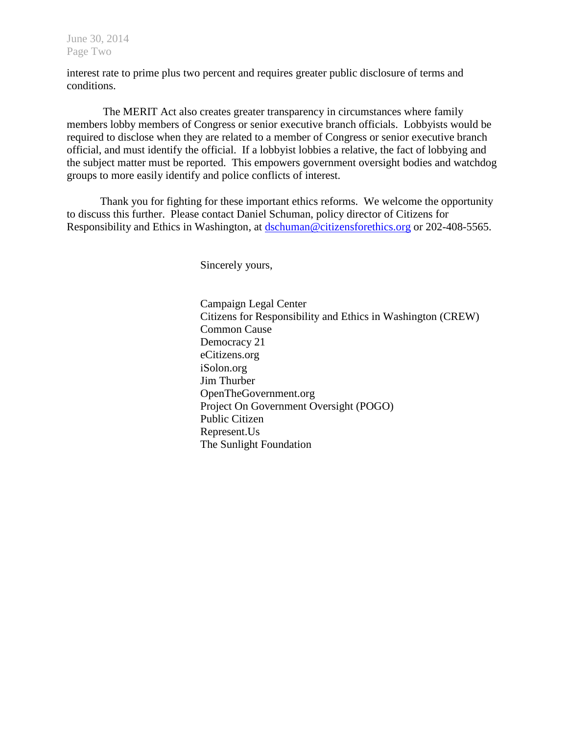interest rate to prime plus two percent and requires greater public disclosure of terms and conditions.

The MERIT Act also creates greater transparency in circumstances where family members lobby members of Congress or senior executive branch officials. Lobbyists would be required to disclose when they are related to a member of Congress or senior executive branch official, and must identify the official. If a lobbyist lobbies a relative, the fact of lobbying and the subject matter must be reported. This empowers government oversight bodies and watchdog groups to more easily identify and police conflicts of interest.

Thank you for fighting for these important ethics reforms. We welcome the opportunity to discuss this further. Please contact Daniel Schuman, policy director of Citizens for Responsibility and Ethics in Washington, at dschuman@citizensforethics.org or 202-408-5565.

Sincerely yours,

Campaign Legal Center
Citizens for Responsibility and Ethics in Washington (CREW)
Common Cause
Democracy 21
eCitizens.org
iSolon.org
Jim Thurber
OpenTheGovernment.org
Project On Government Oversight (POGO)
Public Citizen
Represent.Us
The Sunlight Foundation